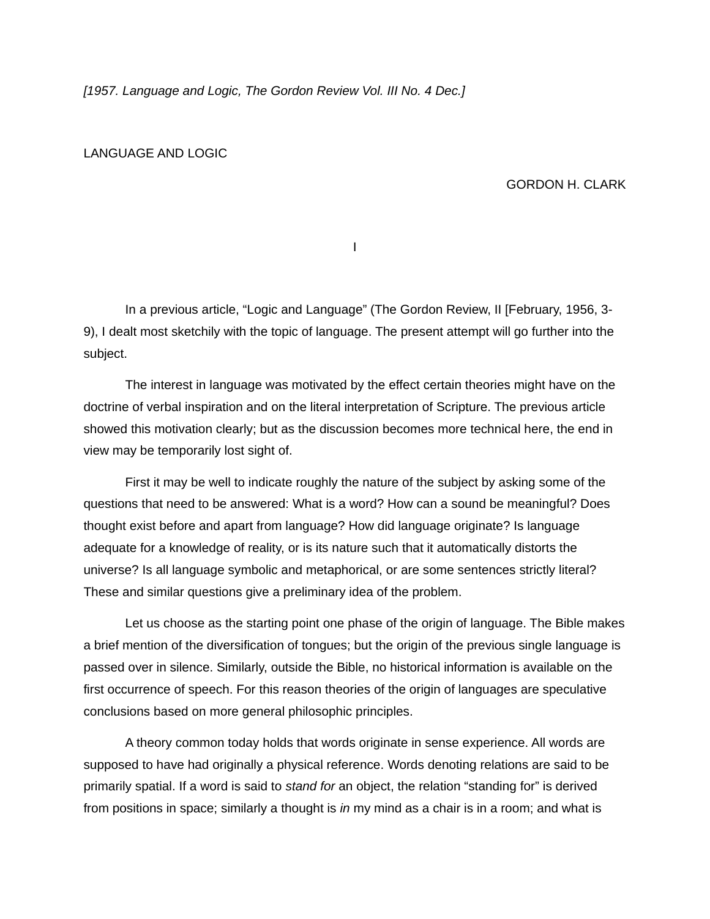*[1957. Language and Logic, The Gordon Review Vol. III No. 4 Dec.]*

# LANGUAGE AND LOGIC

GORDON H. CLARK

## I

In a previous article, “Logic and Language” (The Gordon Review, II [February, 1956, 3-9), I dealt most sketchily with the topic of language. The present attempt will go further into the subject.

The interest in language was motivated by the effect certain theories might have on the doctrine of verbal inspiration and on the literal interpretation of Scripture. The previous article showed this motivation clearly; but as the discussion becomes more technical here, the end in view may be temporarily lost sight of.

First it may be well to indicate roughly the nature of the subject by asking some of the questions that need to be answered: What is a word? How can a sound be meaningful? Does thought exist before and apart from language? How did language originate? Is language adequate for a knowledge of reality, or is its nature such that it automatically distorts the universe? Is all language symbolic and metaphorical, or are some sentences strictly literal? These and similar questions give a preliminary idea of the problem.

Let us choose as the starting point one phase of the origin of language. The Bible makes a brief mention of the diversification of tongues; but the origin of the previous single language is passed over in silence. Similarly, outside the Bible, no historical information is available on the first occurrence of speech. For this reason theories of the origin of languages are speculative conclusions based on more general philosophic principles.

A theory common today holds that words originate in sense experience. All words are supposed to have had originally a physical reference. Words denoting relations are said to be primarily spatial. If a word is said to *stand for* an object, the relation “standing for” is derived from positions in space; similarly a thought is *in* my mind as a chair is in a room; and what is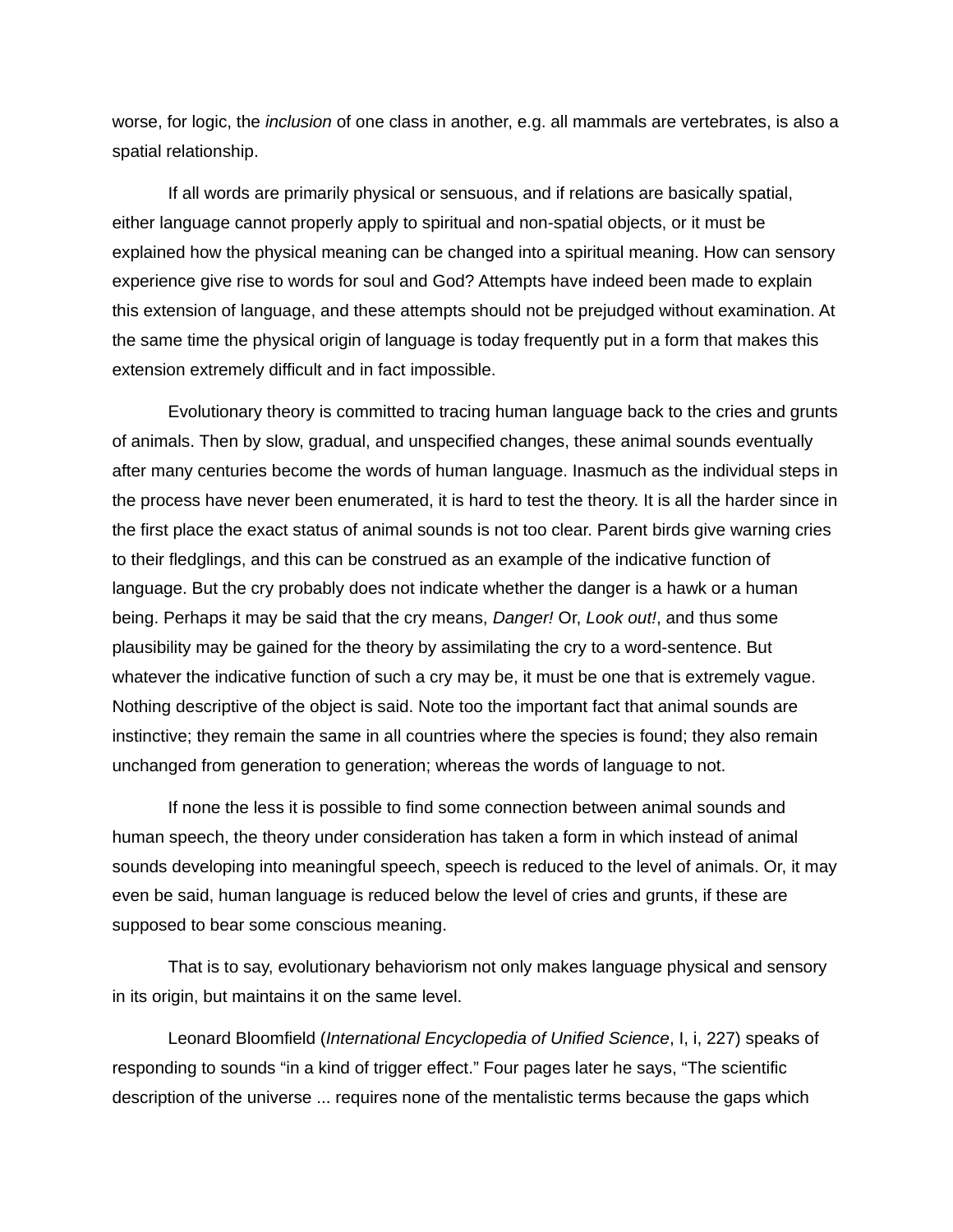worse, for logic, the *inclusion* of one class in another, e.g. all mammals are vertebrates, is also a spatial relationship.

If all words are primarily physical or sensuous, and if relations are basically spatial, either language cannot properly apply to spiritual and non-spatial objects, or it must be explained how the physical meaning can be changed into a spiritual meaning. How can sensory experience give rise to words for soul and God? Attempts have indeed been made to explain this extension of language, and these attempts should not be prejudged without examination. At the same time the physical origin of language is today frequently put in a form that makes this extension extremely difficult and in fact impossible.

Evolutionary theory is committed to tracing human language back to the cries and grunts of animals. Then by slow, gradual, and unspecified changes, these animal sounds eventually after many centuries become the words of human language. Inasmuch as the individual steps in the process have never been enumerated, it is hard to test the theory. It is all the harder since in the first place the exact status of animal sounds is not too clear. Parent birds give warning cries to their fledglings, and this can be construed as an example of the indicative function of language. But the cry probably does not indicate whether the danger is a hawk or a human being. Perhaps it may be said that the cry means, *Danger!* Or, *Look out!*, and thus some plausibility may be gained for the theory by assimilating the cry to a word-sentence. But whatever the indicative function of such a cry may be, it must be one that is extremely vague. Nothing descriptive of the object is said. Note too the important fact that animal sounds are instinctive; they remain the same in all countries where the species is found; they also remain unchanged from generation to generation; whereas the words of language to not.

If none the less it is possible to find some connection between animal sounds and human speech, the theory under consideration has taken a form in which instead of animal sounds developing into meaningful speech, speech is reduced to the level of animals. Or, it may even be said, human language is reduced below the level of cries and grunts, if these are supposed to bear some conscious meaning.

That is to say, evolutionary behaviorism not only makes language physical and sensory in its origin, but maintains it on the same level.

Leonard Bloomfield (*International Encyclopedia of Unified Science*, I, i, 227) speaks of responding to sounds "in a kind of trigger effect." Four pages later he says, "The scientific description of the universe ... requires none of the mentalistic terms because the gaps which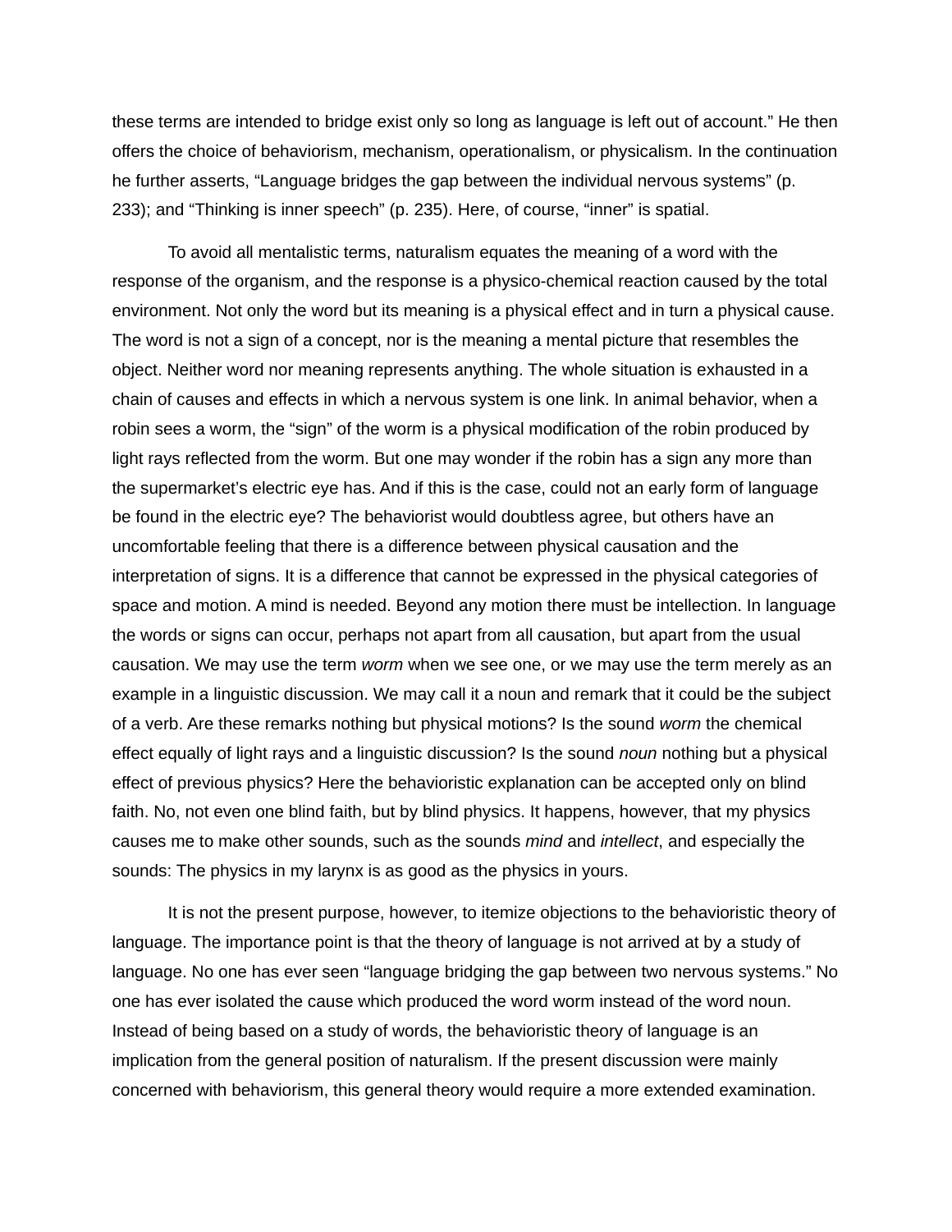these terms are intended to bridge exist only so long as language is left out of account." He then offers the choice of behaviorism, mechanism, operationalism, or physicalism. In the continuation he further asserts, "Language bridges the gap between the individual nervous systems" (p. 233); and "Thinking is inner speech" (p. 235). Here, of course, "inner" is spatial.

To avoid all mentalistic terms, naturalism equates the meaning of a word with the response of the organism, and the response is a physico-chemical reaction caused by the total environment. Not only the word but its meaning is a physical effect and in turn a physical cause. The word is not a sign of a concept, nor is the meaning a mental picture that resembles the object. Neither word nor meaning represents anything. The whole situation is exhausted in a chain of causes and effects in which a nervous system is one link. In animal behavior, when a robin sees a worm, the "sign" of the worm is a physical modification of the robin produced by light rays reflected from the worm. But one may wonder if the robin has a sign any more than the supermarket's electric eye has. And if this is the case, could not an early form of language be found in the electric eye? The behaviorist would doubtless agree, but others have an uncomfortable feeling that there is a difference between physical causation and the interpretation of signs. It is a difference that cannot be expressed in the physical categories of space and motion. A mind is needed. Beyond any motion there must be intellection. In language the words or signs can occur, perhaps not apart from all causation, but apart from the usual causation. We may use the term *worm* when we see one, or we may use the term merely as an example in a linguistic discussion. We may call it a noun and remark that it could be the subject of a verb. Are these remarks nothing but physical motions? Is the sound *worm* the chemical effect equally of light rays and a linguistic discussion? Is the sound *noun* nothing but a physical effect of previous physics? Here the behavioristic explanation can be accepted only on blind faith. No, not even one blind faith, but by blind physics. It happens, however, that my physics causes me to make other sounds, such as the sounds *mind* and *intellect*, and especially the sounds: The physics in my larynx is as good as the physics in yours.

It is not the present purpose, however, to itemize objections to the behavioristic theory of language. The importance point is that the theory of language is not arrived at by a study of language. No one has ever seen "language bridging the gap between two nervous systems." No one has ever isolated the cause which produced the word worm instead of the word noun. Instead of being based on a study of words, the behavioristic theory of language is an implication from the general position of naturalism. If the present discussion were mainly concerned with behaviorism, this general theory would require a more extended examination.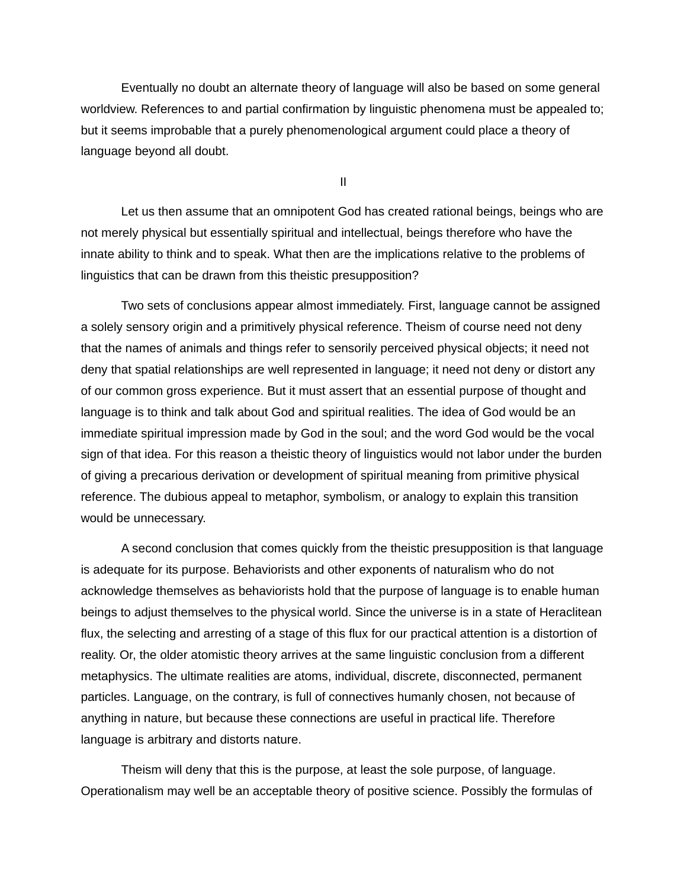Eventually no doubt an alternate theory of language will also be based on some general worldview. References to and partial confirmation by linguistic phenomena must be appealed to; but it seems improbable that a purely phenomenological argument could place a theory of language beyond all doubt.

## II

Let us then assume that an omnipotent God has created rational beings, beings who are not merely physical but essentially spiritual and intellectual, beings therefore who have the innate ability to think and to speak. What then are the implications relative to the problems of linguistics that can be drawn from this theistic presupposition?

Two sets of conclusions appear almost immediately. First, language cannot be assigned a solely sensory origin and a primitively physical reference. Theism of course need not deny that the names of animals and things refer to sensorily perceived physical objects; it need not deny that spatial relationships are well represented in language; it need not deny or distort any of our common gross experience. But it must assert that an essential purpose of thought and language is to think and talk about God and spiritual realities. The idea of God would be an immediate spiritual impression made by God in the soul; and the word God would be the vocal sign of that idea. For this reason a theistic theory of linguistics would not labor under the burden of giving a precarious derivation or development of spiritual meaning from primitive physical reference. The dubious appeal to metaphor, symbolism, or analogy to explain this transition would be unnecessary.

A second conclusion that comes quickly from the theistic presupposition is that language is adequate for its purpose. Behaviorists and other exponents of naturalism who do not acknowledge themselves as behaviorists hold that the purpose of language is to enable human beings to adjust themselves to the physical world. Since the universe is in a state of Heraclitean flux, the selecting and arresting of a stage of this flux for our practical attention is a distortion of reality. Or, the older atomistic theory arrives at the same linguistic conclusion from a different metaphysics. The ultimate realities are atoms, individual, discrete, disconnected, permanent particles. Language, on the contrary, is full of connectives humanly chosen, not because of anything in nature, but because these connections are useful in practical life. Therefore language is arbitrary and distorts nature.

Theism will deny that this is the purpose, at least the sole purpose, of language. Operationalism may well be an acceptable theory of positive science. Possibly the formulas of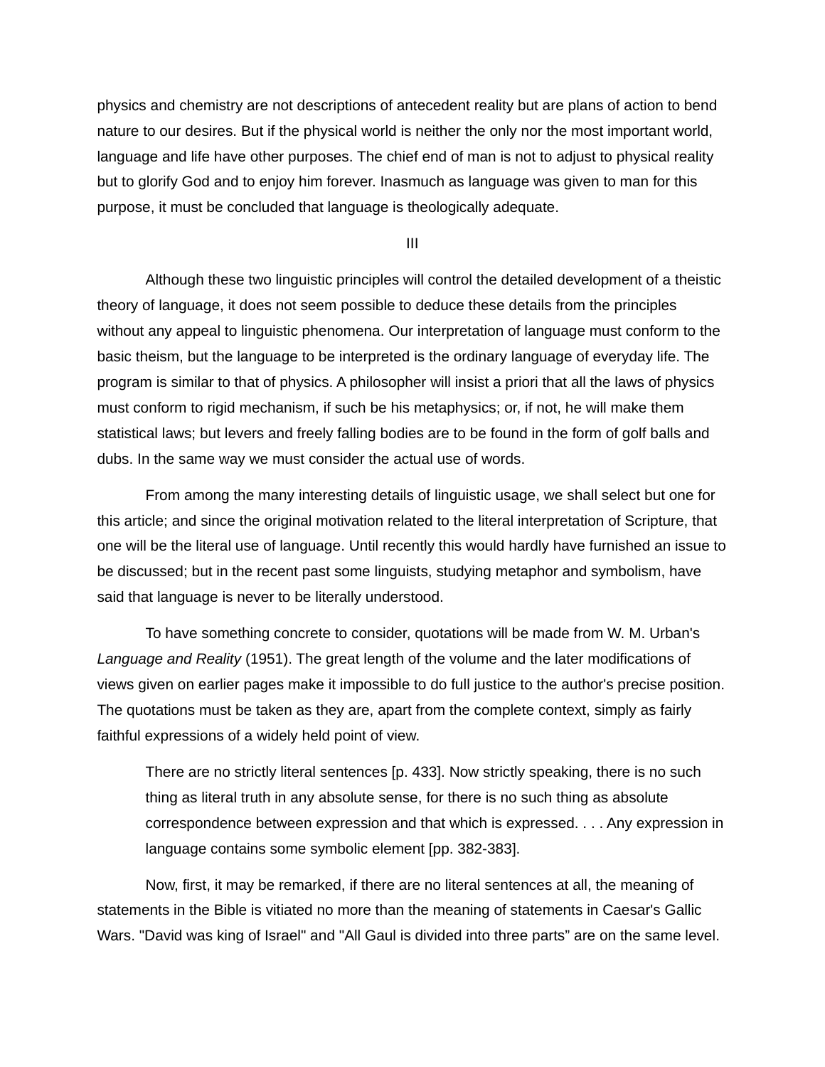physics and chemistry are not descriptions of antecedent reality but are plans of action to bend nature to our desires. But if the physical world is neither the only nor the most important world, language and life have other purposes. The chief end of man is not to adjust to physical reality but to glorify God and to enjoy him forever. Inasmuch as language was given to man for this purpose, it must be concluded that language is theologically adequate.

## III

Although these two linguistic principles will control the detailed development of a theistic theory of language, it does not seem possible to deduce these details from the principles without any appeal to linguistic phenomena. Our interpretation of language must conform to the basic theism, but the language to be interpreted is the ordinary language of everyday life. The program is similar to that of physics. A philosopher will insist a priori that all the laws of physics must conform to rigid mechanism, if such be his metaphysics; or, if not, he will make them statistical laws; but levers and freely falling bodies are to be found in the form of golf balls and dubs. In the same way we must consider the actual use of words.

From among the many interesting details of linguistic usage, we shall select but one for this article; and since the original motivation related to the literal interpretation of Scripture, that one will be the literal use of language. Until recently this would hardly have furnished an issue to be discussed; but in the recent past some linguists, studying metaphor and symbolism, have said that language is never to be literally understood.

To have something concrete to consider, quotations will be made from W. M. Urban's *Language and Reality* (1951). The great length of the volume and the later modifications of views given on earlier pages make it impossible to do full justice to the author's precise position. The quotations must be taken as they are, apart from the complete context, simply as fairly faithful expressions of a widely held point of view.

> There are no strictly literal sentences [p. 433]. Now strictly speaking, there is no such thing as literal truth in any absolute sense, for there is no such thing as absolute correspondence between expression and that which is expressed. . . . Any expression in language contains some symbolic element [pp. 382-383].

Now, first, it may be remarked, if there are no literal sentences at all, the meaning of statements in the Bible is vitiated no more than the meaning of statements in Caesar's Gallic Wars. "David was king of Israel" and "All Gaul is divided into three parts" are on the same level.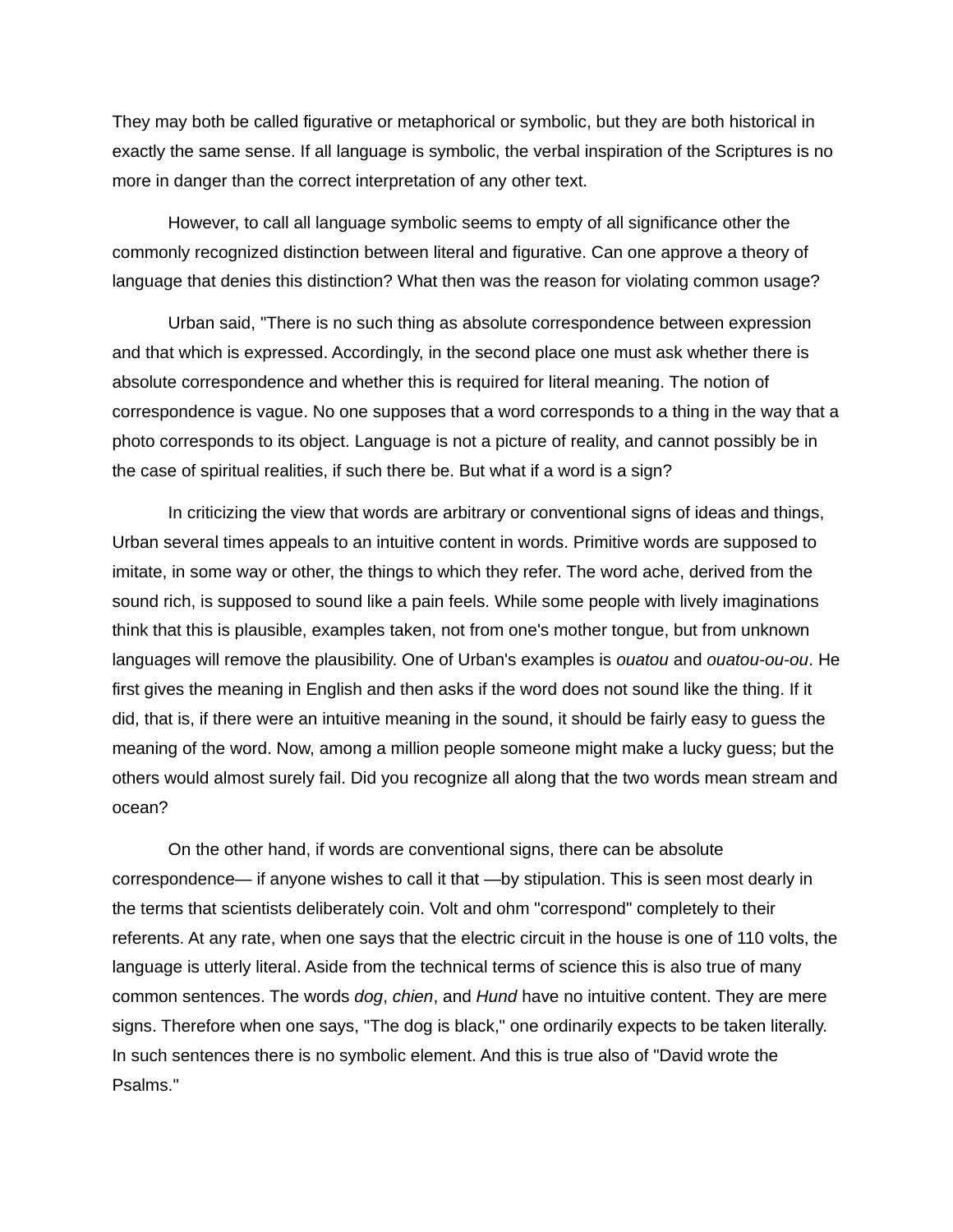They may both be called figurative or metaphorical or symbolic, but they are both historical in exactly the same sense. If all language is symbolic, the verbal inspiration of the Scriptures is no more in danger than the correct interpretation of any other text.

However, to call all language symbolic seems to empty of all significance other the commonly recognized distinction between literal and figurative. Can one approve a theory of language that denies this distinction? What then was the reason for violating common usage?

Urban said, "There is no such thing as absolute correspondence between expression and that which is expressed. Accordingly, in the second place one must ask whether there is absolute correspondence and whether this is required for literal meaning. The notion of correspondence is vague. No one supposes that a word corresponds to a thing in the way that a photo corresponds to its object. Language is not a picture of reality, and cannot possibly be in the case of spiritual realities, if such there be. But what if a word is a sign?

In criticizing the view that words are arbitrary or conventional signs of ideas and things, Urban several times appeals to an intuitive content in words. Primitive words are supposed to imitate, in some way or other, the things to which they refer. The word ache, derived from the sound rich, is supposed to sound like a pain feels. While some people with lively imaginations think that this is plausible, examples taken, not from one's mother tongue, but from unknown languages will remove the plausibility. One of Urban's examples is *ouatou* and *ouatou-ou-ou*. He first gives the meaning in English and then asks if the word does not sound like the thing. If it did, that is, if there were an intuitive meaning in the sound, it should be fairly easy to guess the meaning of the word. Now, among a million people someone might make a lucky guess; but the others would almost surely fail. Did you recognize all along that the two words mean stream and ocean?

On the other hand, if words are conventional signs, there can be absolute correspondence— if anyone wishes to call it that —by stipulation. This is seen most dearly in the terms that scientists deliberately coin. Volt and ohm "correspond" completely to their referents. At any rate, when one says that the electric circuit in the house is one of 110 volts, the language is utterly literal. Aside from the technical terms of science this is also true of many common sentences. The words *dog*, *chien*, and *Hund* have no intuitive content. They are mere signs. Therefore when one says, "The dog is black," one ordinarily expects to be taken literally. In such sentences there is no symbolic element. And this is true also of "David wrote the Psalms."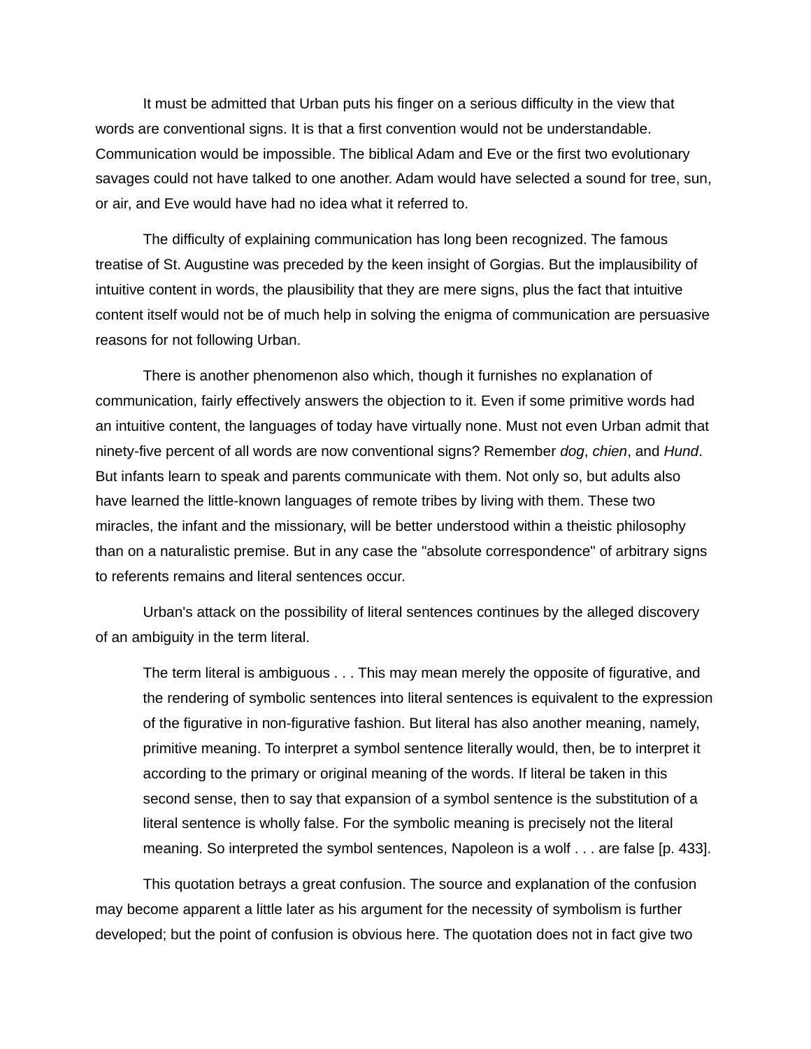It must be admitted that Urban puts his finger on a serious difficulty in the view that words are conventional signs. It is that a first convention would not be understandable. Communication would be impossible. The biblical Adam and Eve or the first two evolutionary savages could not have talked to one another. Adam would have selected a sound for tree, sun, or air, and Eve would have had no idea what it referred to.

The difficulty of explaining communication has long been recognized. The famous treatise of St. Augustine was preceded by the keen insight of Gorgias. But the implausibility of intuitive content in words, the plausibility that they are mere signs, plus the fact that intuitive content itself would not be of much help in solving the enigma of communication are persuasive reasons for not following Urban.

There is another phenomenon also which, though it furnishes no explanation of communication, fairly effectively answers the objection to it. Even if some primitive words had an intuitive content, the languages of today have virtually none. Must not even Urban admit that ninety-five percent of all words are now conventional signs? Remember *dog*, *chien*, and *Hund*. But infants learn to speak and parents communicate with them. Not only so, but adults also have learned the little-known languages of remote tribes by living with them. These two miracles, the infant and the missionary, will be better understood within a theistic philosophy than on a naturalistic premise. But in any case the "absolute correspondence" of arbitrary signs to referents remains and literal sentences occur.

Urban's attack on the possibility of literal sentences continues by the alleged discovery of an ambiguity in the term literal.

> The term literal is ambiguous . . . This may mean merely the opposite of figurative, and the rendering of symbolic sentences into literal sentences is equivalent to the expression of the figurative in non-figurative fashion. But literal has also another meaning, namely, primitive meaning. To interpret a symbol sentence literally would, then, be to interpret it according to the primary or original meaning of the words. If literal be taken in this second sense, then to say that expansion of a symbol sentence is the substitution of a literal sentence is wholly false. For the symbolic meaning is precisely not the literal meaning. So interpreted the symbol sentences, Napoleon is a wolf . . . are false [p. 433].

This quotation betrays a great confusion. The source and explanation of the confusion may become apparent a little later as his argument for the necessity of symbolism is further developed; but the point of confusion is obvious here. The quotation does not in fact give two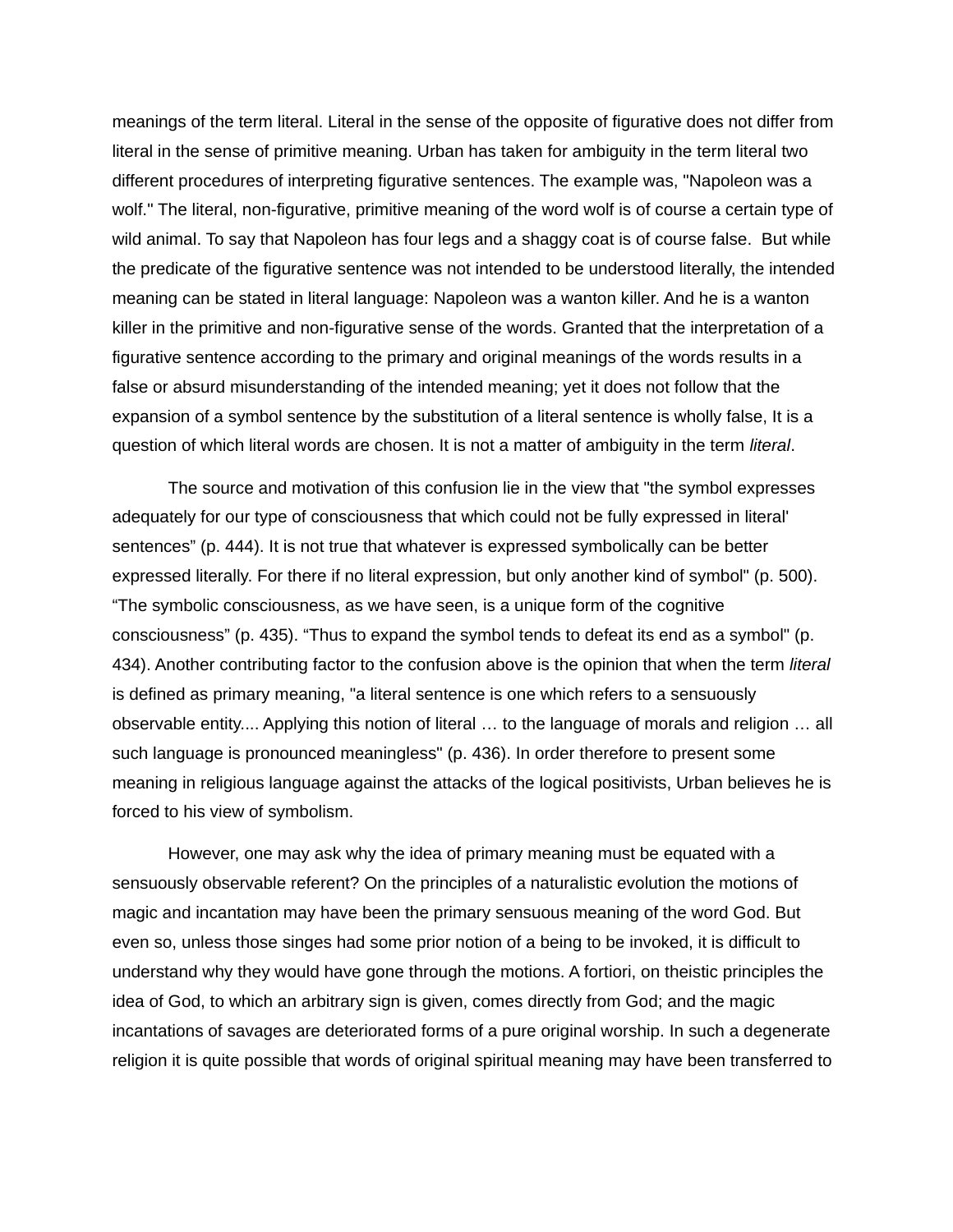meanings of the term literal. Literal in the sense of the opposite of figurative does not differ from literal in the sense of primitive meaning. Urban has taken for ambiguity in the term literal two different procedures of interpreting figurative sentences. The example was, "Napoleon was a wolf." The literal, non-figurative, primitive meaning of the word wolf is of course a certain type of wild animal. To say that Napoleon has four legs and a shaggy coat is of course false. But while the predicate of the figurative sentence was not intended to be understood literally, the intended meaning can be stated in literal language: Napoleon was a wanton killer. And he is a wanton killer in the primitive and non-figurative sense of the words. Granted that the interpretation of a figurative sentence according to the primary and original meanings of the words results in a false or absurd misunderstanding of the intended meaning; yet it does not follow that the expansion of a symbol sentence by the substitution of a literal sentence is wholly false, It is a question of which literal words are chosen. It is not a matter of ambiguity in the term *literal*.

The source and motivation of this confusion lie in the view that "the symbol expresses adequately for our type of consciousness that which could not be fully expressed in literal' sentences" (p. 444). It is not true that whatever is expressed symbolically can be better expressed literally. For there if no literal expression, but only another kind of symbol" (p. 500). "The symbolic consciousness, as we have seen, is a unique form of the cognitive consciousness" (p. 435). "Thus to expand the symbol tends to defeat its end as a symbol" (p. 434). Another contributing factor to the confusion above is the opinion that when the term *literal* is defined as primary meaning, "a literal sentence is one which refers to a sensuously observable entity.... Applying this notion of literal … to the language of morals and religion … all such language is pronounced meaningless" (p. 436). In order therefore to present some meaning in religious language against the attacks of the logical positivists, Urban believes he is forced to his view of symbolism.

However, one may ask why the idea of primary meaning must be equated with a sensuously observable referent? On the principles of a naturalistic evolution the motions of magic and incantation may have been the primary sensuous meaning of the word God. But even so, unless those singes had some prior notion of a being to be invoked, it is difficult to understand why they would have gone through the motions. A fortiori, on theistic principles the idea of God, to which an arbitrary sign is given, comes directly from God; and the magic incantations of savages are deteriorated forms of a pure original worship. In such a degenerate religion it is quite possible that words of original spiritual meaning may have been transferred to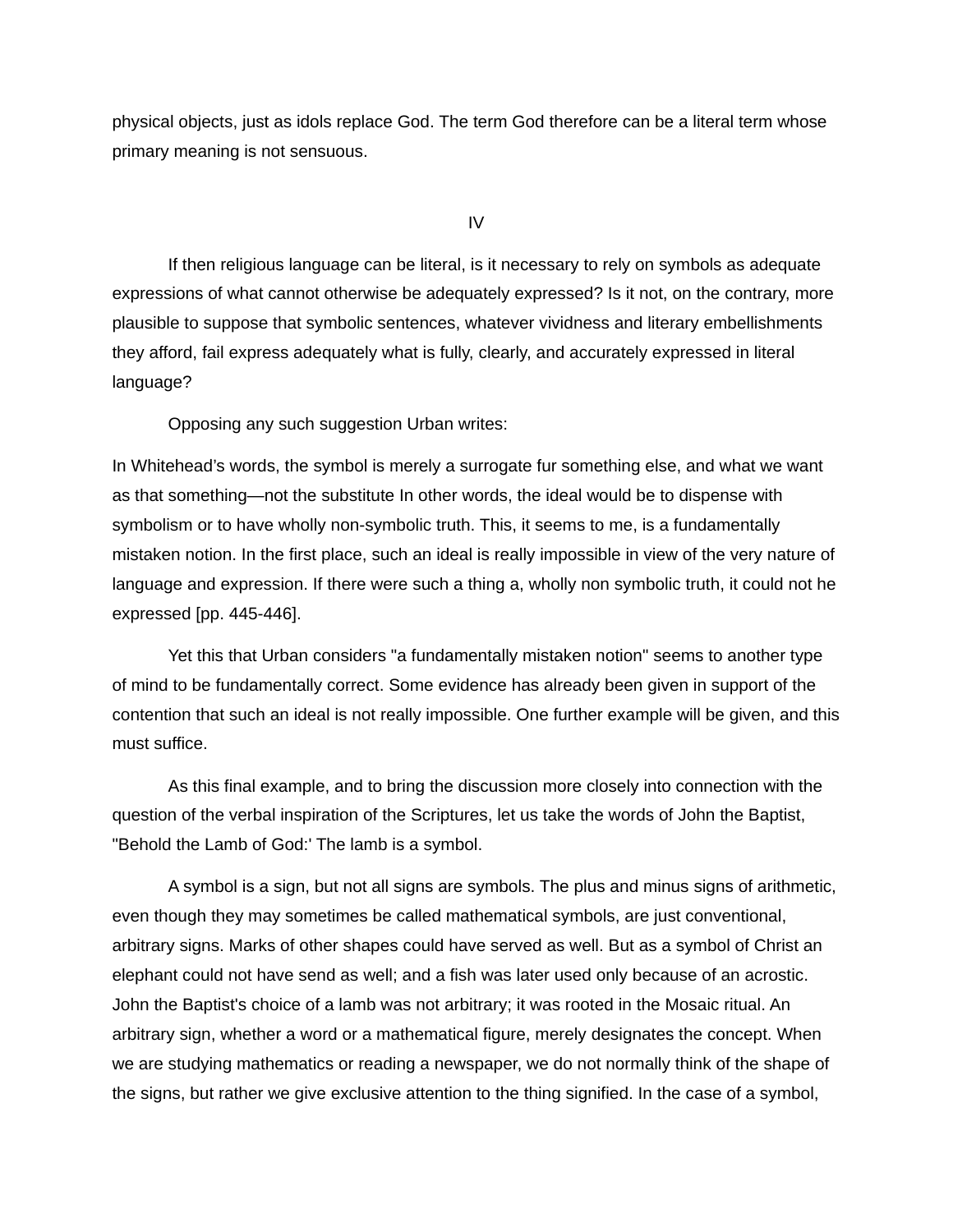physical objects, just as idols replace God. The term God therefore can be a literal term whose primary meaning is not sensuous.

## IV

If then religious language can be literal, is it necessary to rely on symbols as adequate expressions of what cannot otherwise be adequately expressed? Is it not, on the contrary, more plausible to suppose that symbolic sentences, whatever vividness and literary embellishments they afford, fail express adequately what is fully, clearly, and accurately expressed in literal language?

Opposing any such suggestion Urban writes:

In Whitehead's words, the symbol is merely a surrogate fur something else, and what we want as that something—not the substitute In other words, the ideal would be to dispense with symbolism or to have wholly non-symbolic truth. This, it seems to me, is a fundamentally mistaken notion. In the first place, such an ideal is really impossible in view of the very nature of language and expression. If there were such a thing a, wholly non symbolic truth, it could not he expressed [pp. 445-446].

Yet this that Urban considers "a fundamentally mistaken notion" seems to another type of mind to be fundamentally correct. Some evidence has already been given in support of the contention that such an ideal is not really impossible. One further example will be given, and this must suffice.

As this final example, and to bring the discussion more closely into connection with the question of the verbal inspiration of the Scriptures, let us take the words of John the Baptist, "Behold the Lamb of God:' The lamb is a symbol.

A symbol is a sign, but not all signs are symbols. The plus and minus signs of arithmetic, even though they may sometimes be called mathematical symbols, are just conventional, arbitrary signs. Marks of other shapes could have served as well. But as a symbol of Christ an elephant could not have send as well; and a fish was later used only because of an acrostic. John the Baptist's choice of a lamb was not arbitrary; it was rooted in the Mosaic ritual. An arbitrary sign, whether a word or a mathematical figure, merely designates the concept. When we are studying mathematics or reading a newspaper, we do not normally think of the shape of the signs, but rather we give exclusive attention to the thing signified. In the case of a symbol,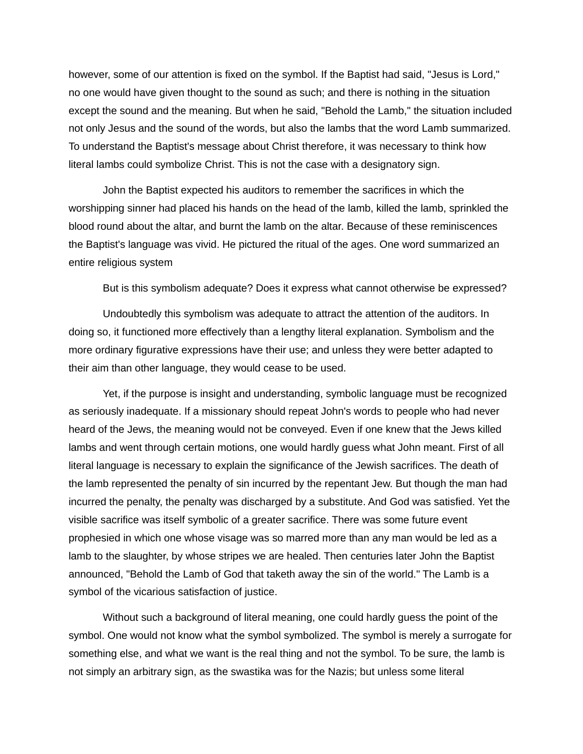however, some of our attention is fixed on the symbol. If the Baptist had said, "Jesus is Lord," no one would have given thought to the sound as such; and there is nothing in the situation except the sound and the meaning. But when he said, "Behold the Lamb," the situation included not only Jesus and the sound of the words, but also the lambs that the word Lamb summarized. To understand the Baptist's message about Christ therefore, it was necessary to think how literal lambs could symbolize Christ. This is not the case with a designatory sign.

John the Baptist expected his auditors to remember the sacrifices in which the worshipping sinner had placed his hands on the head of the lamb, killed the lamb, sprinkled the blood round about the altar, and burnt the lamb on the altar. Because of these reminiscences the Baptist's language was vivid. He pictured the ritual of the ages. One word summarized an entire religious system

But is this symbolism adequate? Does it express what cannot otherwise be expressed?

Undoubtedly this symbolism was adequate to attract the attention of the auditors. In doing so, it functioned more effectively than a lengthy literal explanation. Symbolism and the more ordinary figurative expressions have their use; and unless they were better adapted to their aim than other language, they would cease to be used.

Yet, if the purpose is insight and understanding, symbolic language must be recognized as seriously inadequate. If a missionary should repeat John's words to people who had never heard of the Jews, the meaning would not be conveyed. Even if one knew that the Jews killed lambs and went through certain motions, one would hardly guess what John meant. First of all literal language is necessary to explain the significance of the Jewish sacrifices. The death of the lamb represented the penalty of sin incurred by the repentant Jew. But though the man had incurred the penalty, the penalty was discharged by a substitute. And God was satisfied. Yet the visible sacrifice was itself symbolic of a greater sacrifice. There was some future event prophesied in which one whose visage was so marred more than any man would be led as a lamb to the slaughter, by whose stripes we are healed. Then centuries later John the Baptist announced, "Behold the Lamb of God that taketh away the sin of the world." The Lamb is a symbol of the vicarious satisfaction of justice.

Without such a background of literal meaning, one could hardly guess the point of the symbol. One would not know what the symbol symbolized. The symbol is merely a surrogate for something else, and what we want is the real thing and not the symbol. To be sure, the lamb is not simply an arbitrary sign, as the swastika was for the Nazis; but unless some literal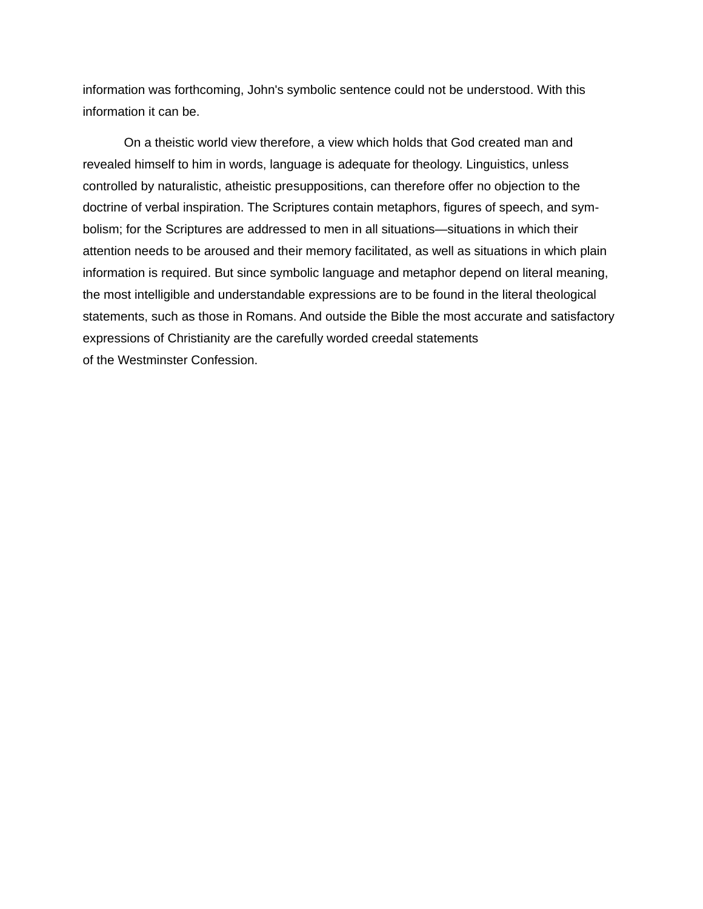information was forthcoming, John's symbolic sentence could not be understood. With this information it can be.

On a theistic world view therefore, a view which holds that God created man and revealed himself to him in words, language is adequate for theology. Linguistics, unless controlled by naturalistic, atheistic presuppositions, can therefore offer no objection to the doctrine of verbal inspiration. The Scriptures contain metaphors, figures of speech, and symbolism; for the Scriptures are addressed to men in all situations—situations in which their attention needs to be aroused and their memory facilitated, as well as situations in which plain information is required. But since symbolic language and metaphor depend on literal meaning, the most intelligible and understandable expressions are to be found in the literal theological statements, such as those in Romans. And outside the Bible the most accurate and satisfactory expressions of Christianity are the carefully worded creedal statements of the Westminster Confession.